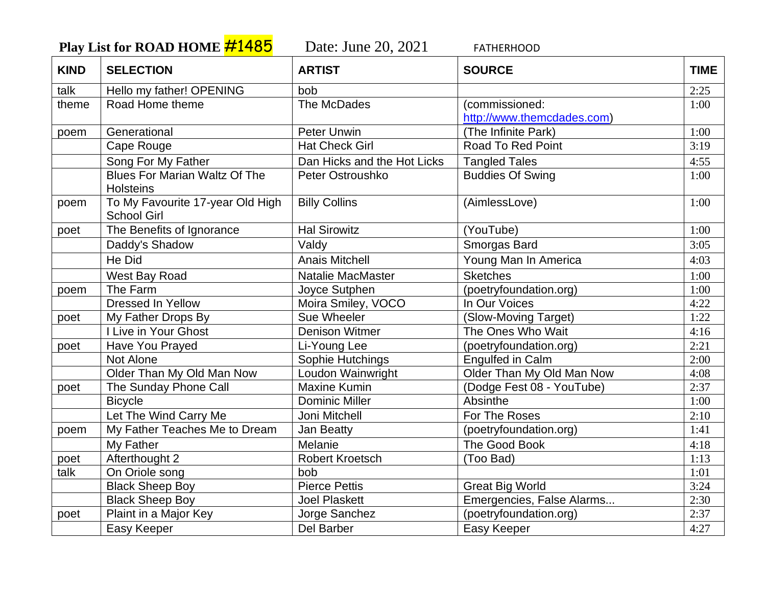**Play List for ROAD HOME #1485** Date: June 20, 2021 FATHERHOOD

| KIND | SELECTION | ARTIST | SOURCE | TIME |
|---|---|---|---|---|
| talk | Hello my father! OPENING | bob | | 2:25 |
| theme | Road Home theme | The McDades | (commissioned: http://www.themcdades.com) | 1:00 |
| poem | Generational | Peter Unwin | (The Infinite Park) | 1:00 |
| | Cape Rouge | Hat Check Girl | Road To Red Point | 3:19 |
| | Song For My Father | Dan Hicks and the Hot Licks | Tangled Tales | 4:55 |
| | Blues For Marian Waltz Of The Holsteins | Peter Ostroushko | Buddies Of Swing | 1:00 |
| poem | To My Favourite 17-year Old High School Girl | Billy Collins | (AimlessLove) | 1:00 |
| poet | The Benefits of Ignorance | Hal Sirowitz | (YouTube) | 1:00 |
| | Daddy's Shadow | Valdy | Smorgas Bard | 3:05 |
| | He Did | Anais Mitchell | Young Man In America | 4:03 |
| | West Bay Road | Natalie MacMaster | Sketches | 1:00 |
| poem | The Farm | Joyce Sutphen | (poetryfoundation.org) | 1:00 |
| | Dressed In Yellow | Moira Smiley, VOCO | In Our Voices | 4:22 |
| poet | My Father Drops By | Sue Wheeler | (Slow-Moving Target) | 1:22 |
| | I Live in Your Ghost | Denison Witmer | The Ones Who Wait | 4:16 |
| poet | Have You Prayed | Li-Young Lee | (poetryfoundation.org) | 2:21 |
| | Not Alone | Sophie Hutchings | Engulfed in Calm | 2:00 |
| | Older Than My Old Man Now | Loudon Wainwright | Older Than My Old Man Now | 4:08 |
| poet | The Sunday Phone Call | Maxine Kumin | (Dodge Fest 08 - YouTube) | 2:37 |
| | Bicycle | Dominic Miller | Absinthe | 1:00 |
| | Let The Wind Carry Me | Joni Mitchell | For The Roses | 2:10 |
| poem | My Father Teaches Me to Dream | Jan Beatty | (poetryfoundation.org) | 1:41 |
| | My Father | Melanie | The Good Book | 4:18 |
| poet | Afterthought 2 | Robert Kroetsch | (Too Bad) | 1:13 |
| talk | On Oriole song | bob | | 1:01 |
| | Black Sheep Boy | Pierce Pettis | Great Big World | 3:24 |
| | Black Sheep Boy | Joel Plaskett | Emergencies, False Alarms... | 2:30 |
| poet | Plaint in a Major Key | Jorge Sanchez | (poetryfoundation.org) | 2:37 |
| | Easy Keeper | Del Barber | Easy Keeper | 4:27 |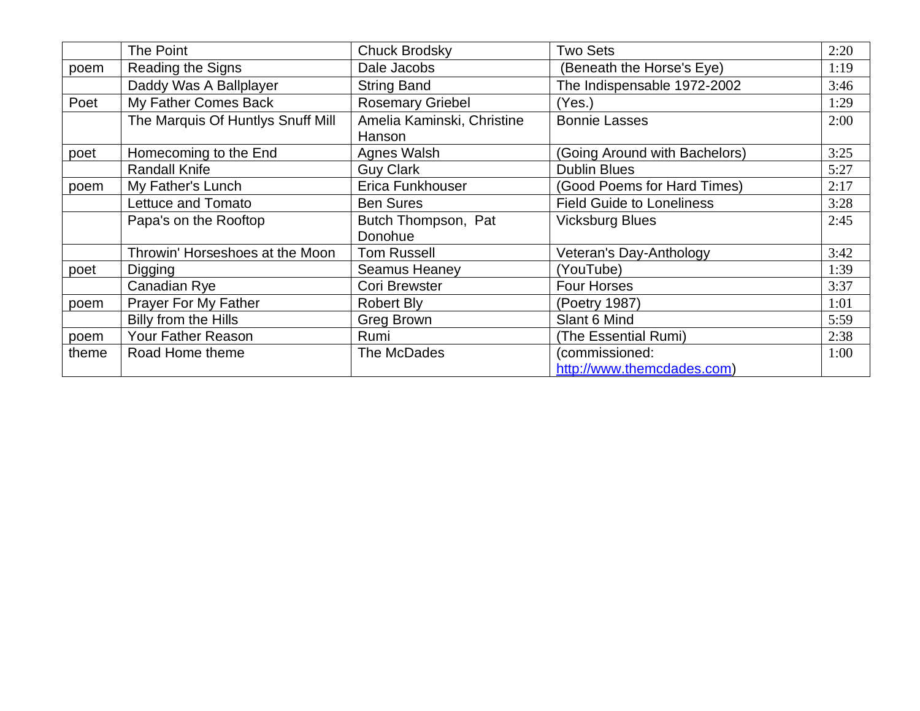| | | | | |
|---|---|---|---|---|
| | The Point | Chuck Brodsky | Two Sets | 2:20 |
| poem | Reading the Signs | Dale Jacobs | (Beneath the Horse's Eye) | 1:19 |
| | Daddy Was A Ballplayer | String Band | The Indispensable 1972-2002 | 3:46 |
| Poet | My Father Comes Back | Rosemary Griebel | (Yes.) | 1:29 |
| | The Marquis Of Huntlys Snuff Mill | Amelia Kaminski, Christine Hanson | Bonnie Lasses | 2:00 |
| poet | Homecoming to the End | Agnes Walsh | (Going Around with Bachelors) | 3:25 |
| | Randall Knife | Guy Clark | Dublin Blues | 5:27 |
| poem | My Father's Lunch | Erica Funkhouser | (Good Poems for Hard Times) | 2:17 |
| | Lettuce and Tomato | Ben Sures | Field Guide to Loneliness | 3:28 |
| | Papa's on the Rooftop | Butch Thompson, Pat Donohue | Vicksburg Blues | 2:45 |
| | Throwin' Horseshoes at the Moon | Tom Russell | Veteran's Day-Anthology | 3:42 |
| poet | Digging | Seamus Heaney | (YouTube) | 1:39 |
| | Canadian Rye | Cori Brewster | Four Horses | 3:37 |
| poem | Prayer For My Father | Robert Bly | (Poetry 1987) | 1:01 |
| | Billy from the Hills | Greg Brown | Slant 6 Mind | 5:59 |
| poem | Your Father Reason | Rumi | (The Essential Rumi) | 2:38 |
| theme | Road Home theme | The McDades | (commissioned: http://www.themcdades.com) | 1:00 |